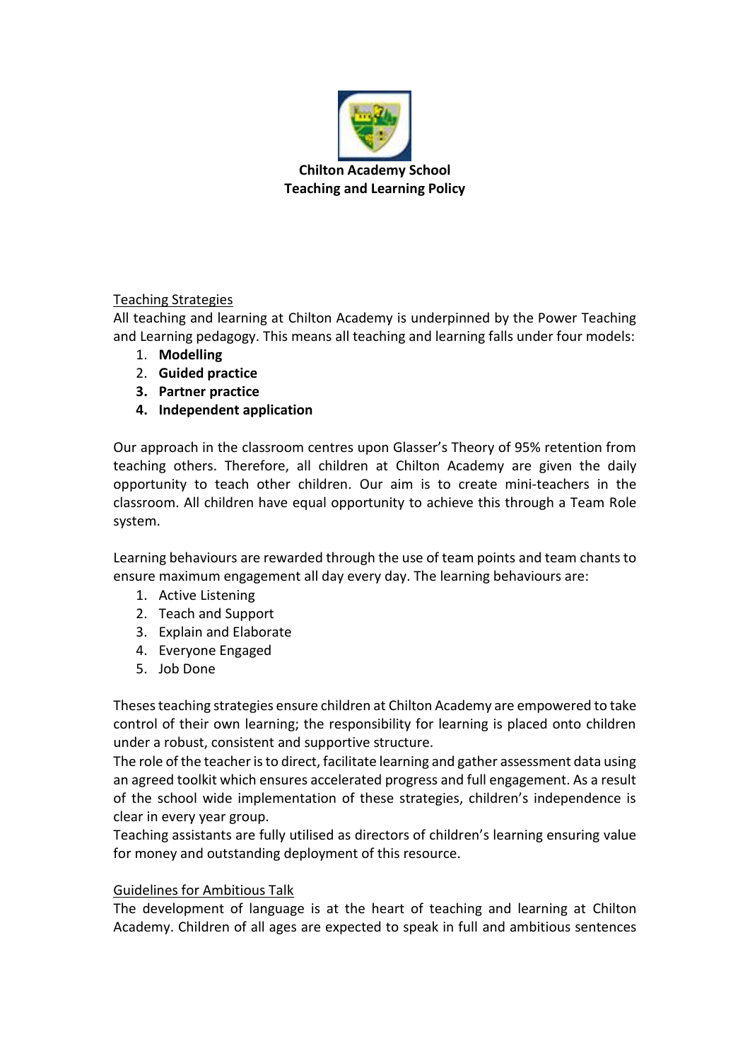**Chilton Academy School**
**Teaching and Learning Policy**

Teaching Strategies

All teaching and learning at Chilton Academy is underpinned by the Power Teaching and Learning pedagogy. This means all teaching and learning falls under four models:

1. **Modelling**
2. **Guided practice**
3. **Partner practice**
4. **Independent application**

Our approach in the classroom centres upon Glasser's Theory of 95% retention from teaching others. Therefore, all children at Chilton Academy are given the daily opportunity to teach other children. Our aim is to create mini-teachers in the classroom. All children have equal opportunity to achieve this through a Team Role system.

Learning behaviours are rewarded through the use of team points and team chants to ensure maximum engagement all day every day. The learning behaviours are:

1. Active Listening
2. Teach and Support
3. Explain and Elaborate
4. Everyone Engaged
5. Job Done

Theses teaching strategies ensure children at Chilton Academy are empowered to take control of their own learning; the responsibility for learning is placed onto children under a robust, consistent and supportive structure.

The role of the teacher is to direct, facilitate learning and gather assessment data using an agreed toolkit which ensures accelerated progress and full engagement. As a result of the school wide implementation of these strategies, children's independence is clear in every year group.

Teaching assistants are fully utilised as directors of children's learning ensuring value for money and outstanding deployment of this resource.

Guidelines for Ambitious Talk

The development of language is at the heart of teaching and learning at Chilton Academy. Children of all ages are expected to speak in full and ambitious sentences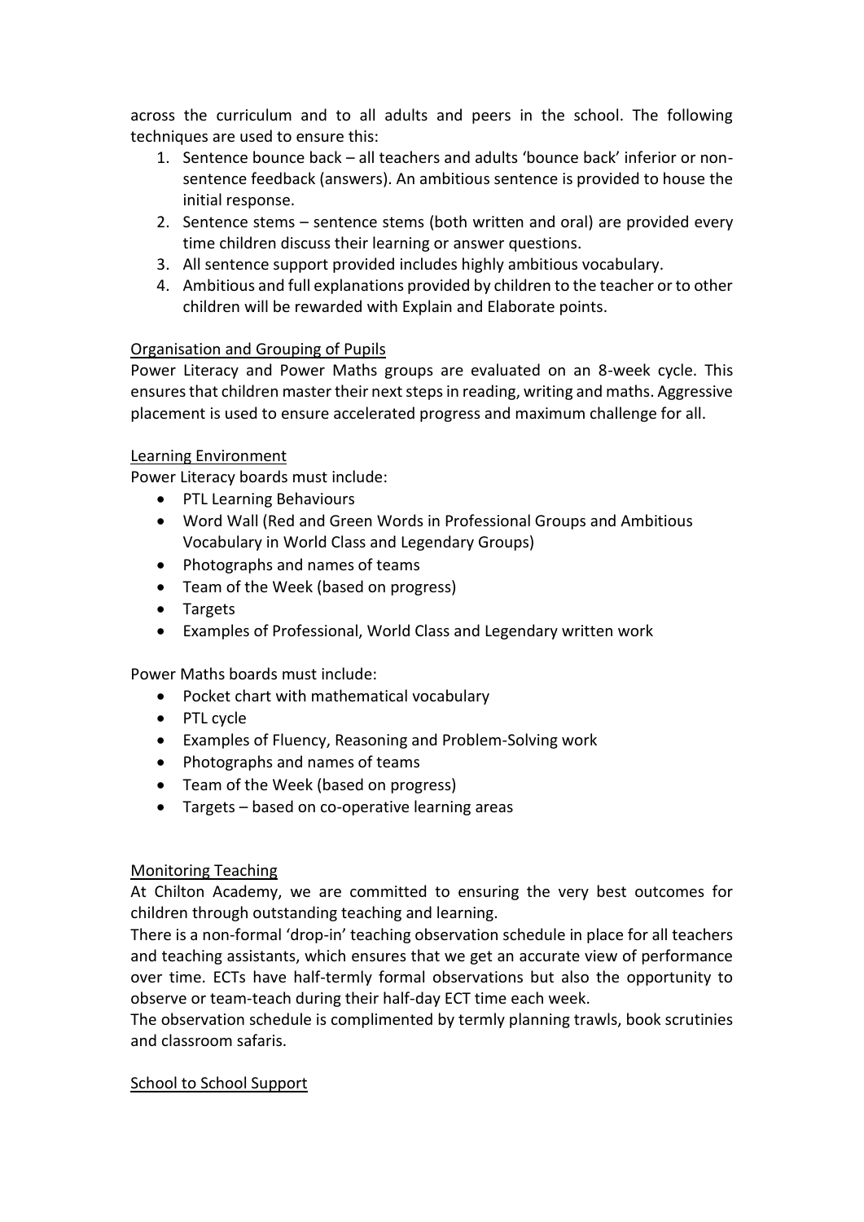across the curriculum and to all adults and peers in the school. The following techniques are used to ensure this:

1. Sentence bounce back – all teachers and adults 'bounce back' inferior or non-sentence feedback (answers). An ambitious sentence is provided to house the initial response.
2. Sentence stems – sentence stems (both written and oral) are provided every time children discuss their learning or answer questions.
3. All sentence support provided includes highly ambitious vocabulary.
4. Ambitious and full explanations provided by children to the teacher or to other children will be rewarded with Explain and Elaborate points.

## Organisation and Grouping of Pupils

Power Literacy and Power Maths groups are evaluated on an 8-week cycle. This ensures that children master their next steps in reading, writing and maths. Aggressive placement is used to ensure accelerated progress and maximum challenge for all.

## Learning Environment

Power Literacy boards must include:

- PTL Learning Behaviours
- Word Wall (Red and Green Words in Professional Groups and Ambitious Vocabulary in World Class and Legendary Groups)
- Photographs and names of teams
- Team of the Week (based on progress)
- Targets
- Examples of Professional, World Class and Legendary written work

Power Maths boards must include:

- Pocket chart with mathematical vocabulary
- PTL cycle
- Examples of Fluency, Reasoning and Problem-Solving work
- Photographs and names of teams
- Team of the Week (based on progress)
- Targets – based on co-operative learning areas

## Monitoring Teaching

At Chilton Academy, we are committed to ensuring the very best outcomes for children through outstanding teaching and learning.

There is a non-formal 'drop-in' teaching observation schedule in place for all teachers and teaching assistants, which ensures that we get an accurate view of performance over time. ECTs have half-termly formal observations but also the opportunity to observe or team-teach during their half-day ECT time each week.

The observation schedule is complimented by termly planning trawls, book scrutinies and classroom safaris.

## School to School Support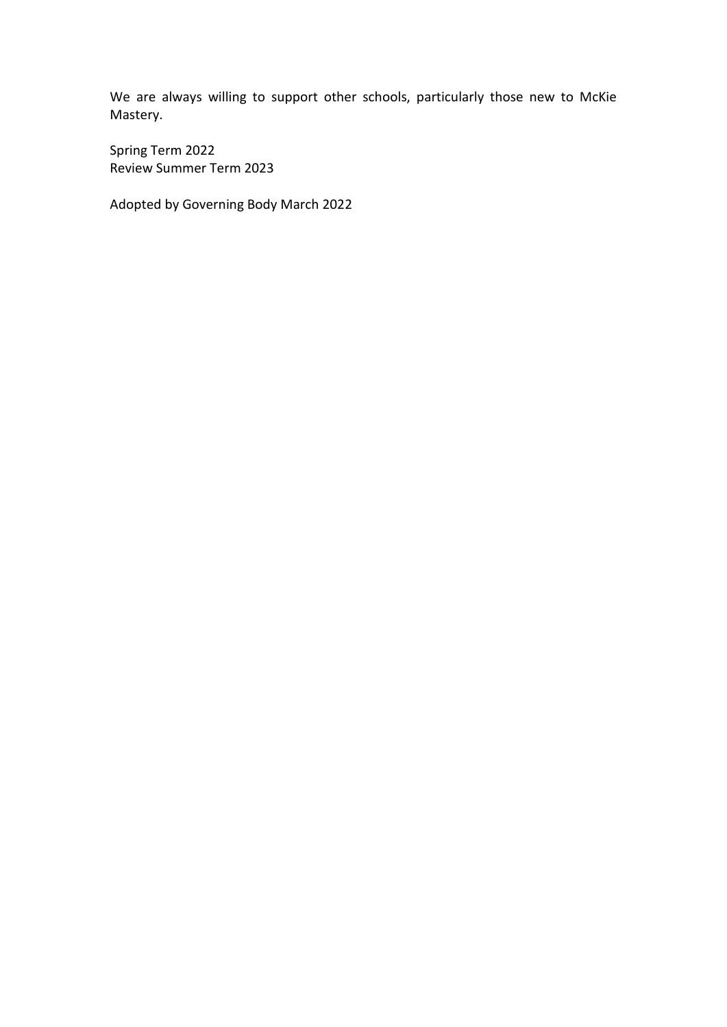We are always willing to support other schools, particularly those new to McKie Mastery.

Spring Term 2022
Review Summer Term 2023

Adopted by Governing Body March 2022